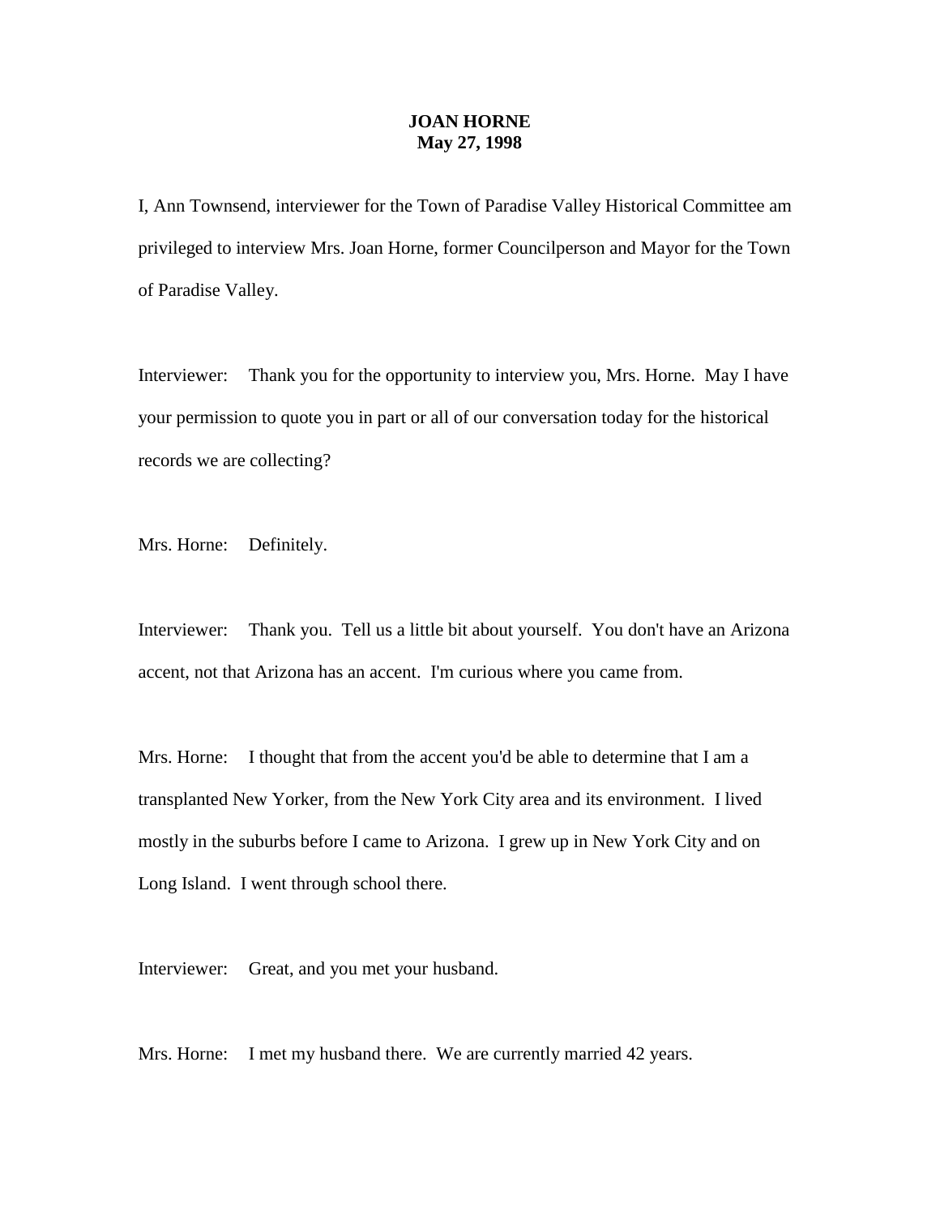**JOAN HORNE**
**May 27, 1998**

I, Ann Townsend, interviewer for the Town of Paradise Valley Historical Committee am privileged to interview Mrs. Joan Horne, former Councilperson and Mayor for the Town of Paradise Valley.

Interviewer: Thank you for the opportunity to interview you, Mrs. Horne. May I have your permission to quote you in part or all of our conversation today for the historical records we are collecting?

Mrs. Horne: Definitely.

Interviewer: Thank you. Tell us a little bit about yourself. You don't have an Arizona accent, not that Arizona has an accent. I'm curious where you came from.

Mrs. Horne: I thought that from the accent you'd be able to determine that I am a transplanted New Yorker, from the New York City area and its environment. I lived mostly in the suburbs before I came to Arizona. I grew up in New York City and on Long Island. I went through school there.

Interviewer: Great, and you met your husband.

Mrs. Horne: I met my husband there. We are currently married 42 years.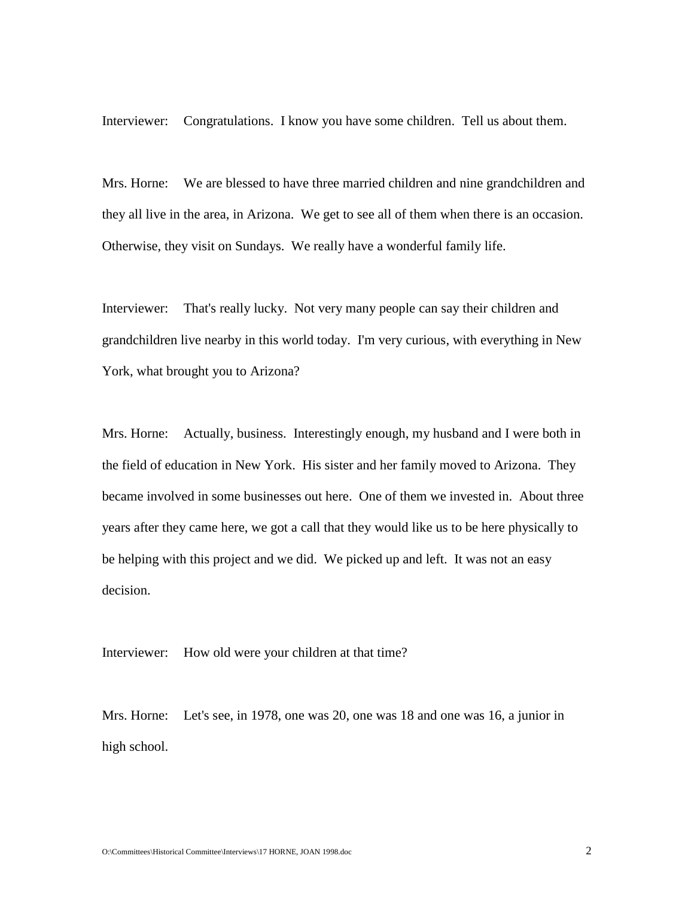Interviewer: Congratulations. I know you have some children. Tell us about them.

Mrs. Horne: We are blessed to have three married children and nine grandchildren and they all live in the area, in Arizona. We get to see all of them when there is an occasion. Otherwise, they visit on Sundays. We really have a wonderful family life.

Interviewer: That's really lucky. Not very many people can say their children and grandchildren live nearby in this world today. I'm very curious, with everything in New York, what brought you to Arizona?

Mrs. Horne: Actually, business. Interestingly enough, my husband and I were both in the field of education in New York. His sister and her family moved to Arizona. They became involved in some businesses out here. One of them we invested in. About three years after they came here, we got a call that they would like us to be here physically to be helping with this project and we did. We picked up and left. It was not an easy decision.

Interviewer: How old were your children at that time?

Mrs. Horne: Let's see, in 1978, one was 20, one was 18 and one was 16, a junior in high school.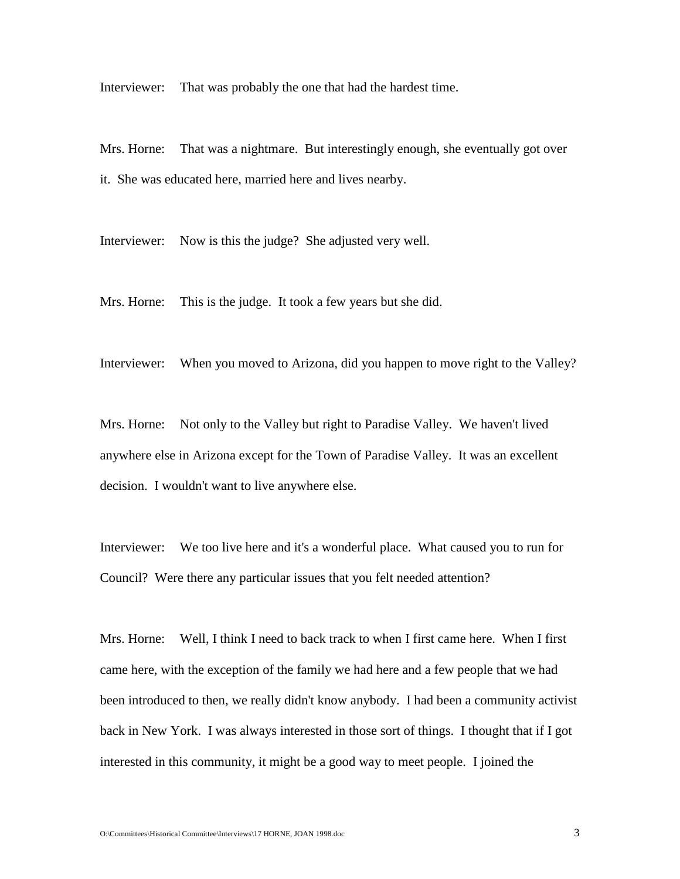Interviewer: That was probably the one that had the hardest time.

Mrs. Horne: That was a nightmare. But interestingly enough, she eventually got over it. She was educated here, married here and lives nearby.

Interviewer: Now is this the judge? She adjusted very well.

Mrs. Horne: This is the judge. It took a few years but she did.

Interviewer: When you moved to Arizona, did you happen to move right to the Valley?

Mrs. Horne: Not only to the Valley but right to Paradise Valley. We haven't lived anywhere else in Arizona except for the Town of Paradise Valley. It was an excellent decision. I wouldn't want to live anywhere else.

Interviewer: We too live here and it's a wonderful place. What caused you to run for Council? Were there any particular issues that you felt needed attention?

Mrs. Horne: Well, I think I need to back track to when I first came here. When I first came here, with the exception of the family we had here and a few people that we had been introduced to then, we really didn't know anybody. I had been a community activist back in New York. I was always interested in those sort of things. I thought that if I got interested in this community, it might be a good way to meet people. I joined the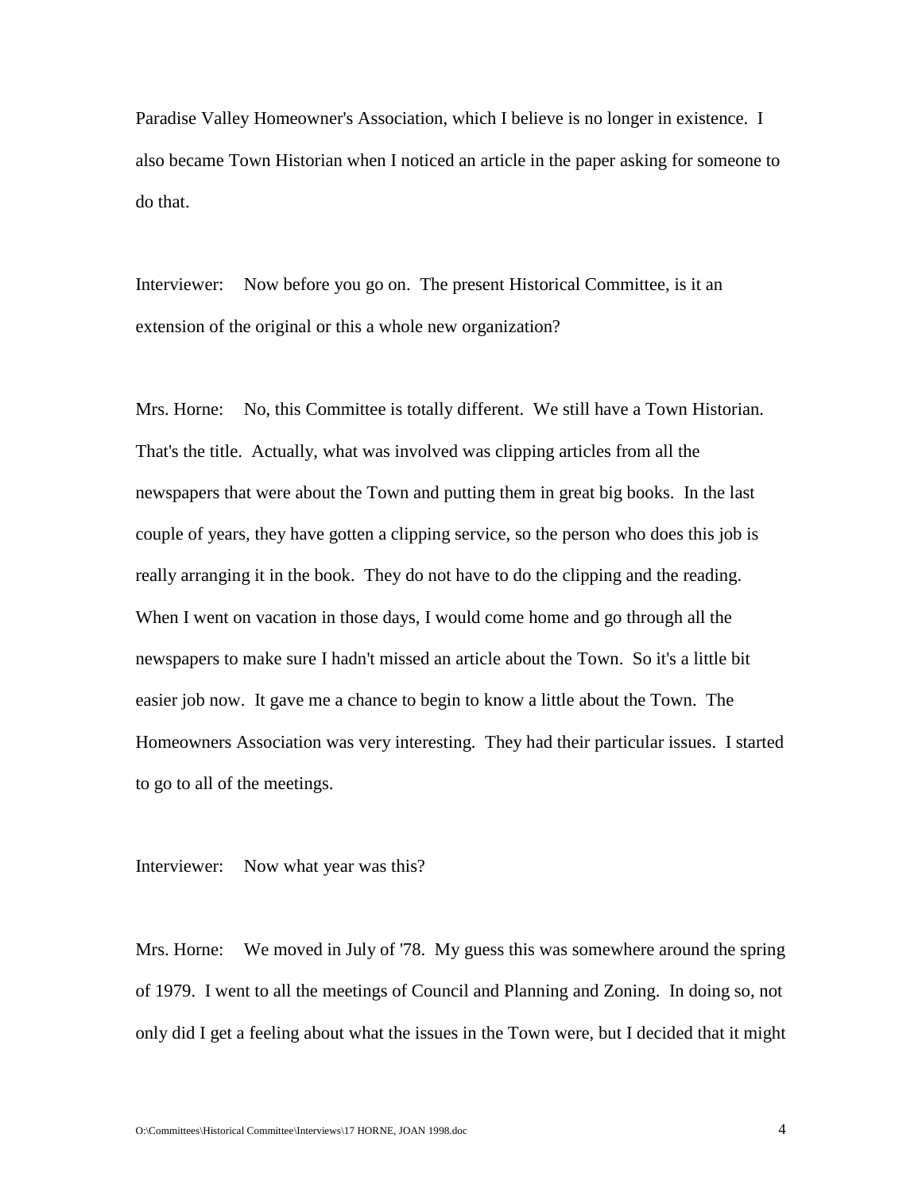Paradise Valley Homeowner's Association, which I believe is no longer in existence. I also became Town Historian when I noticed an article in the paper asking for someone to do that.

Interviewer: Now before you go on. The present Historical Committee, is it an extension of the original or this a whole new organization?

Mrs. Horne: No, this Committee is totally different. We still have a Town Historian. That's the title. Actually, what was involved was clipping articles from all the newspapers that were about the Town and putting them in great big books. In the last couple of years, they have gotten a clipping service, so the person who does this job is really arranging it in the book. They do not have to do the clipping and the reading. When I went on vacation in those days, I would come home and go through all the newspapers to make sure I hadn't missed an article about the Town. So it's a little bit easier job now. It gave me a chance to begin to know a little about the Town. The Homeowners Association was very interesting. They had their particular issues. I started to go to all of the meetings.

Interviewer: Now what year was this?

Mrs. Horne: We moved in July of '78. My guess this was somewhere around the spring of 1979. I went to all the meetings of Council and Planning and Zoning. In doing so, not only did I get a feeling about what the issues in the Town were, but I decided that it might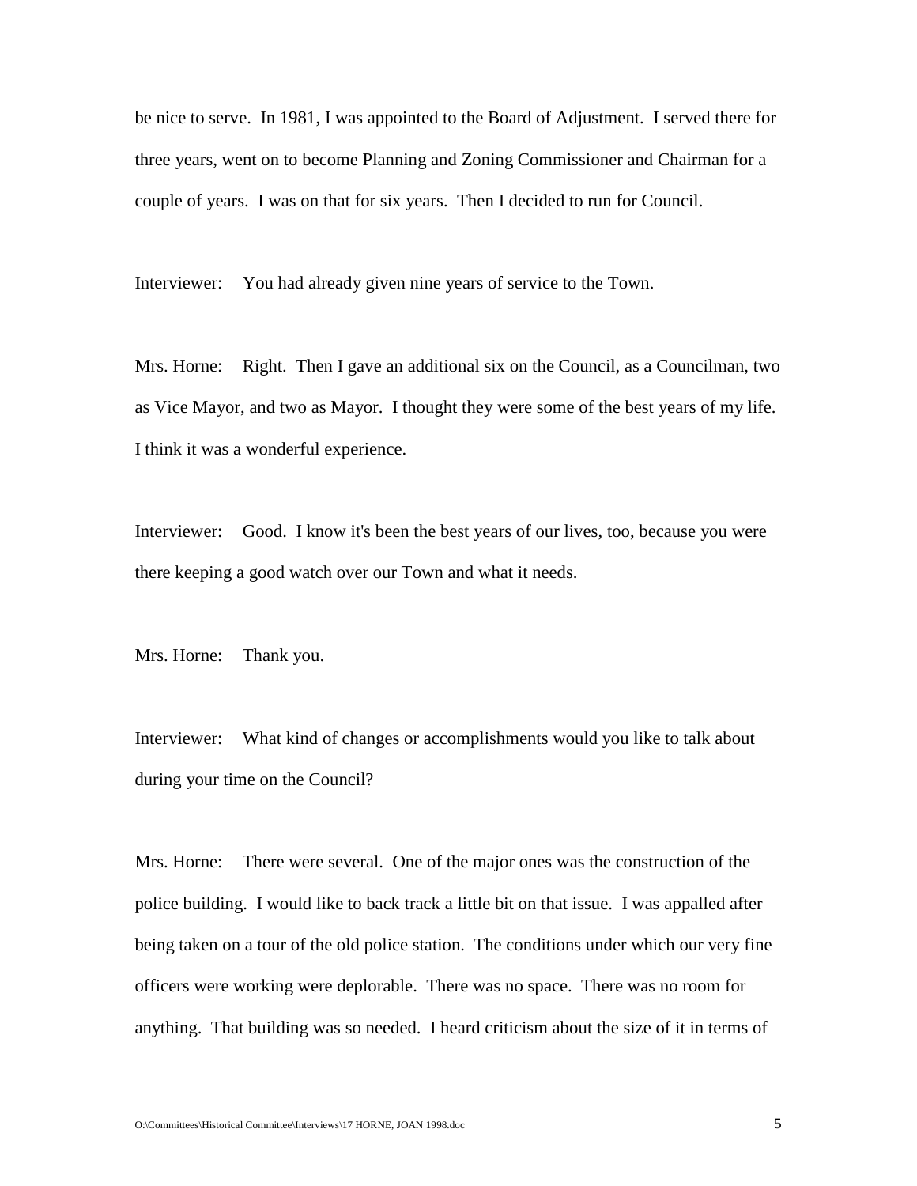be nice to serve. In 1981, I was appointed to the Board of Adjustment. I served there for three years, went on to become Planning and Zoning Commissioner and Chairman for a couple of years. I was on that for six years. Then I decided to run for Council.

Interviewer: You had already given nine years of service to the Town.

Mrs. Horne: Right. Then I gave an additional six on the Council, as a Councilman, two as Vice Mayor, and two as Mayor. I thought they were some of the best years of my life. I think it was a wonderful experience.

Interviewer: Good. I know it's been the best years of our lives, too, because you were there keeping a good watch over our Town and what it needs.

Mrs. Horne: Thank you.

Interviewer: What kind of changes or accomplishments would you like to talk about during your time on the Council?

Mrs. Horne: There were several. One of the major ones was the construction of the police building. I would like to back track a little bit on that issue. I was appalled after being taken on a tour of the old police station. The conditions under which our very fine officers were working were deplorable. There was no space. There was no room for anything. That building was so needed. I heard criticism about the size of it in terms of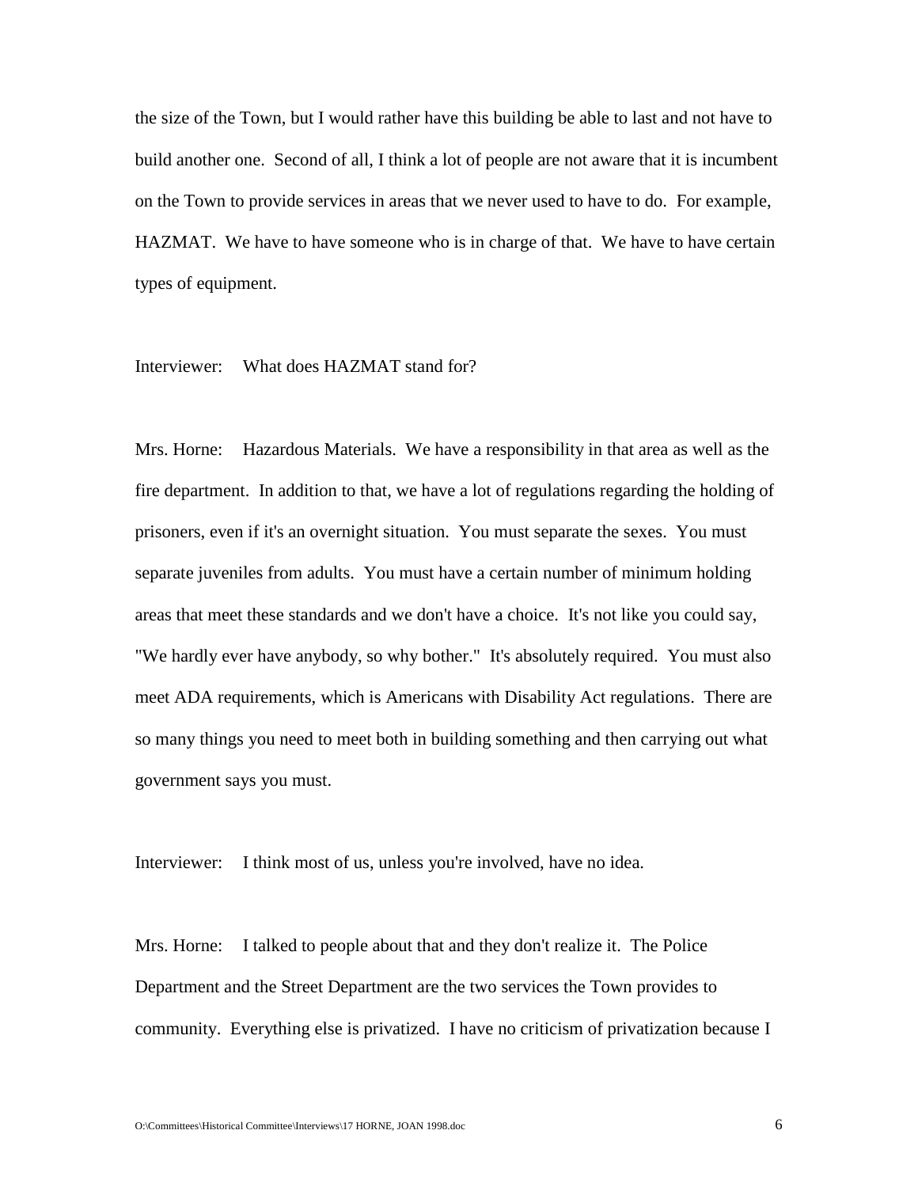the size of the Town, but I would rather have this building be able to last and not have to build another one. Second of all, I think a lot of people are not aware that it is incumbent on the Town to provide services in areas that we never used to have to do. For example, HAZMAT. We have to have someone who is in charge of that. We have to have certain types of equipment.

Interviewer: What does HAZMAT stand for?

Mrs. Horne: Hazardous Materials. We have a responsibility in that area as well as the fire department. In addition to that, we have a lot of regulations regarding the holding of prisoners, even if it's an overnight situation. You must separate the sexes. You must separate juveniles from adults. You must have a certain number of minimum holding areas that meet these standards and we don't have a choice. It's not like you could say, "We hardly ever have anybody, so why bother." It's absolutely required. You must also meet ADA requirements, which is Americans with Disability Act regulations. There are so many things you need to meet both in building something and then carrying out what government says you must.

Interviewer: I think most of us, unless you're involved, have no idea.

Mrs. Horne: I talked to people about that and they don't realize it. The Police Department and the Street Department are the two services the Town provides to community. Everything else is privatized. I have no criticism of privatization because I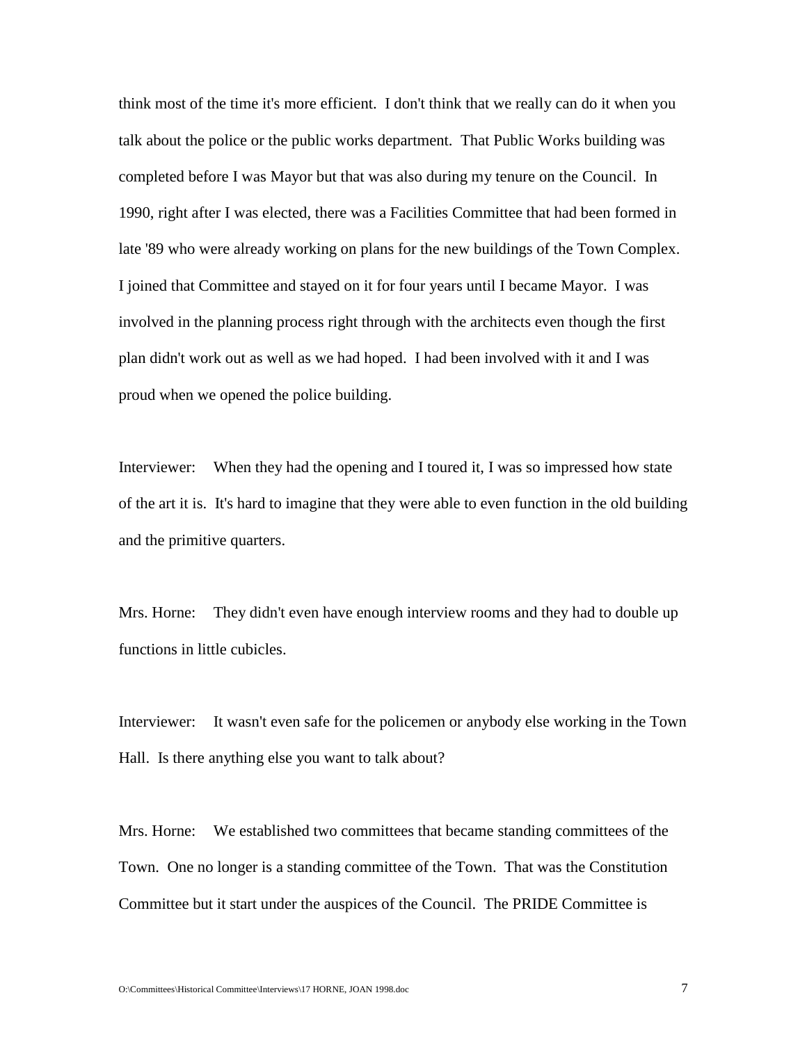think most of the time it's more efficient. I don't think that we really can do it when you talk about the police or the public works department. That Public Works building was completed before I was Mayor but that was also during my tenure on the Council. In 1990, right after I was elected, there was a Facilities Committee that had been formed in late '89 who were already working on plans for the new buildings of the Town Complex. I joined that Committee and stayed on it for four years until I became Mayor. I was involved in the planning process right through with the architects even though the first plan didn't work out as well as we had hoped. I had been involved with it and I was proud when we opened the police building.

Interviewer: When they had the opening and I toured it, I was so impressed how state of the art it is. It's hard to imagine that they were able to even function in the old building and the primitive quarters.

Mrs. Horne: They didn't even have enough interview rooms and they had to double up functions in little cubicles.

Interviewer: It wasn't even safe for the policemen or anybody else working in the Town Hall. Is there anything else you want to talk about?

Mrs. Horne: We established two committees that became standing committees of the Town. One no longer is a standing committee of the Town. That was the Constitution Committee but it start under the auspices of the Council. The PRIDE Committee is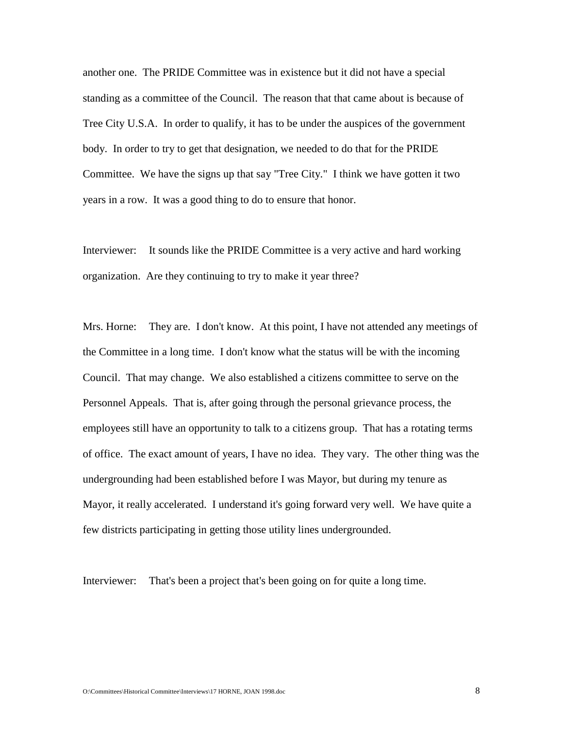another one. The PRIDE Committee was in existence but it did not have a special standing as a committee of the Council. The reason that that came about is because of Tree City U.S.A. In order to qualify, it has to be under the auspices of the government body. In order to try to get that designation, we needed to do that for the PRIDE Committee. We have the signs up that say "Tree City." I think we have gotten it two years in a row. It was a good thing to do to ensure that honor.

Interviewer: It sounds like the PRIDE Committee is a very active and hard working organization. Are they continuing to try to make it year three?

Mrs. Horne: They are. I don't know. At this point, I have not attended any meetings of the Committee in a long time. I don't know what the status will be with the incoming Council. That may change. We also established a citizens committee to serve on the Personnel Appeals. That is, after going through the personal grievance process, the employees still have an opportunity to talk to a citizens group. That has a rotating terms of office. The exact amount of years, I have no idea. They vary. The other thing was the undergrounding had been established before I was Mayor, but during my tenure as Mayor, it really accelerated. I understand it's going forward very well. We have quite a few districts participating in getting those utility lines undergrounded.

Interviewer: That's been a project that's been going on for quite a long time.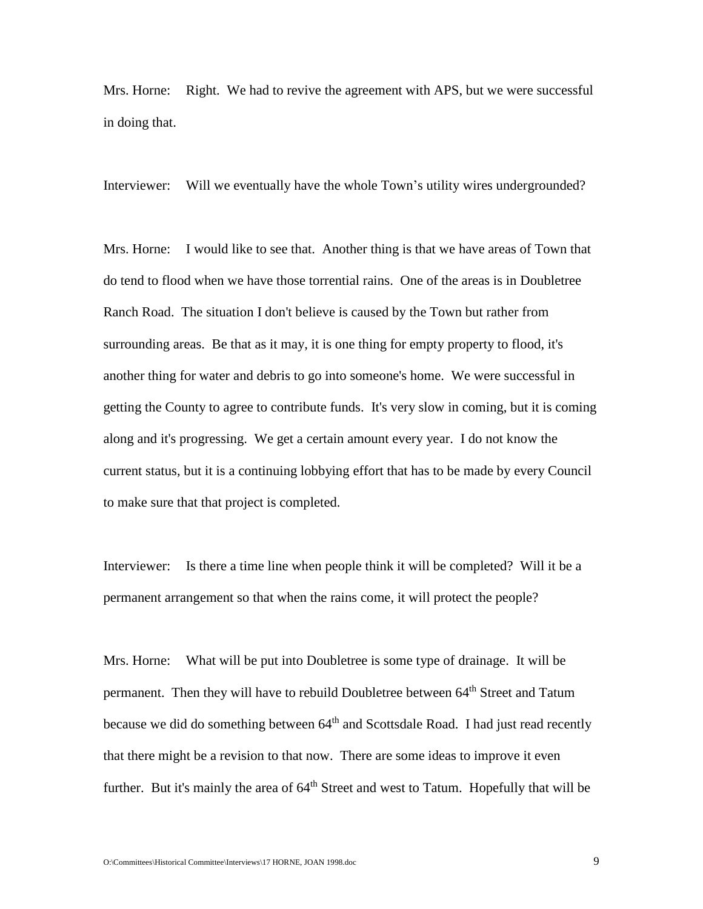Mrs. Horne: Right. We had to revive the agreement with APS, but we were successful in doing that.

Interviewer: Will we eventually have the whole Town's utility wires undergrounded?

Mrs. Horne: I would like to see that. Another thing is that we have areas of Town that do tend to flood when we have those torrential rains. One of the areas is in Doubletree Ranch Road. The situation I don't believe is caused by the Town but rather from surrounding areas. Be that as it may, it is one thing for empty property to flood, it's another thing for water and debris to go into someone's home. We were successful in getting the County to agree to contribute funds. It's very slow in coming, but it is coming along and it's progressing. We get a certain amount every year. I do not know the current status, but it is a continuing lobbying effort that has to be made by every Council to make sure that that project is completed.

Interviewer: Is there a time line when people think it will be completed? Will it be a permanent arrangement so that when the rains come, it will protect the people?

Mrs. Horne: What will be put into Doubletree is some type of drainage. It will be permanent. Then they will have to rebuild Doubletree between 64th Street and Tatum because we did do something between 64th and Scottsdale Road. I had just read recently that there might be a revision to that now. There are some ideas to improve it even further. But it's mainly the area of 64th Street and west to Tatum. Hopefully that will be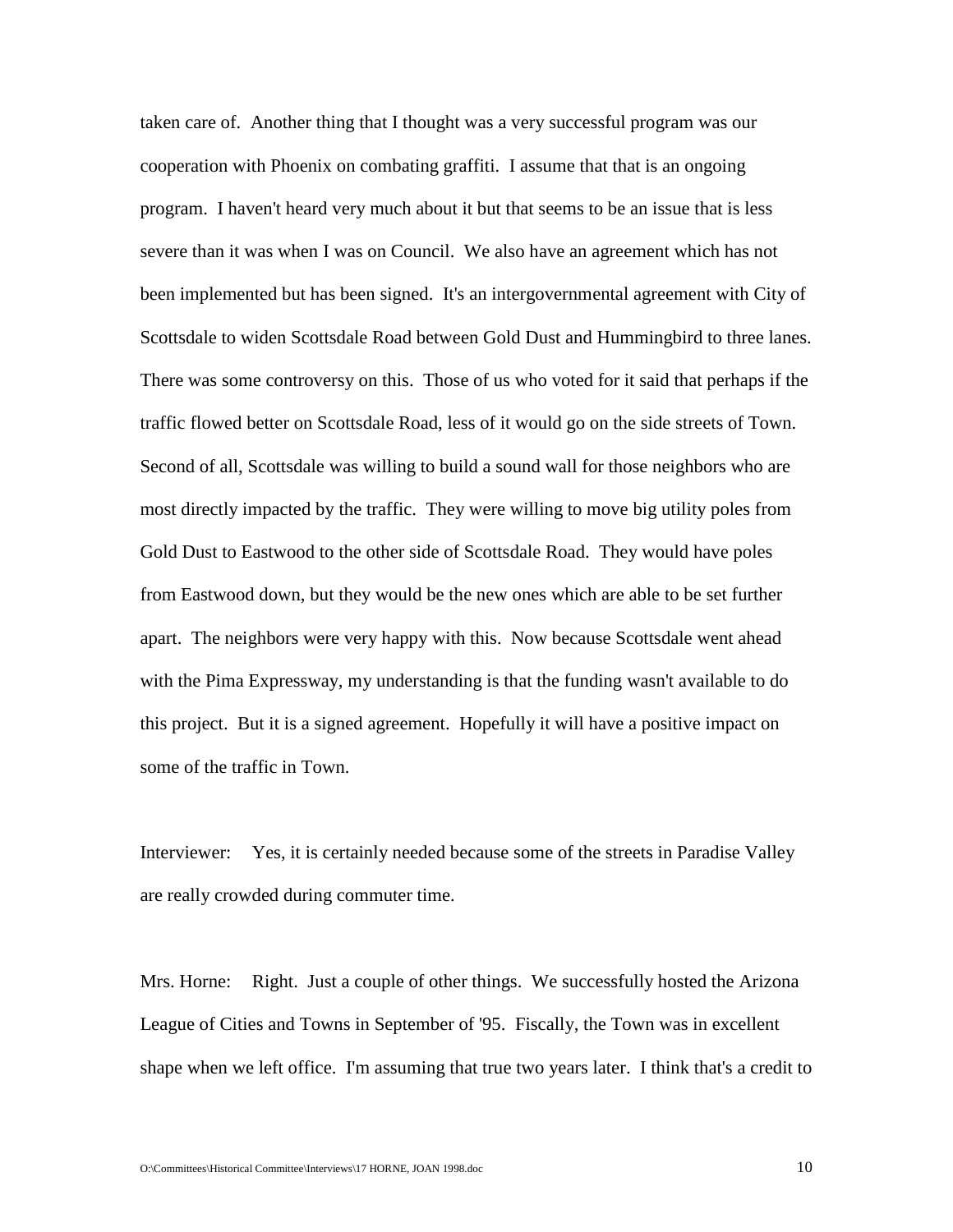taken care of. Another thing that I thought was a very successful program was our cooperation with Phoenix on combating graffiti. I assume that that is an ongoing program. I haven't heard very much about it but that seems to be an issue that is less severe than it was when I was on Council. We also have an agreement which has not been implemented but has been signed. It's an intergovernmental agreement with City of Scottsdale to widen Scottsdale Road between Gold Dust and Hummingbird to three lanes. There was some controversy on this. Those of us who voted for it said that perhaps if the traffic flowed better on Scottsdale Road, less of it would go on the side streets of Town. Second of all, Scottsdale was willing to build a sound wall for those neighbors who are most directly impacted by the traffic. They were willing to move big utility poles from Gold Dust to Eastwood to the other side of Scottsdale Road. They would have poles from Eastwood down, but they would be the new ones which are able to be set further apart. The neighbors were very happy with this. Now because Scottsdale went ahead with the Pima Expressway, my understanding is that the funding wasn't available to do this project. But it is a signed agreement. Hopefully it will have a positive impact on some of the traffic in Town.

Interviewer: Yes, it is certainly needed because some of the streets in Paradise Valley are really crowded during commuter time.

Mrs. Horne: Right. Just a couple of other things. We successfully hosted the Arizona League of Cities and Towns in September of '95. Fiscally, the Town was in excellent shape when we left office. I'm assuming that true two years later. I think that's a credit to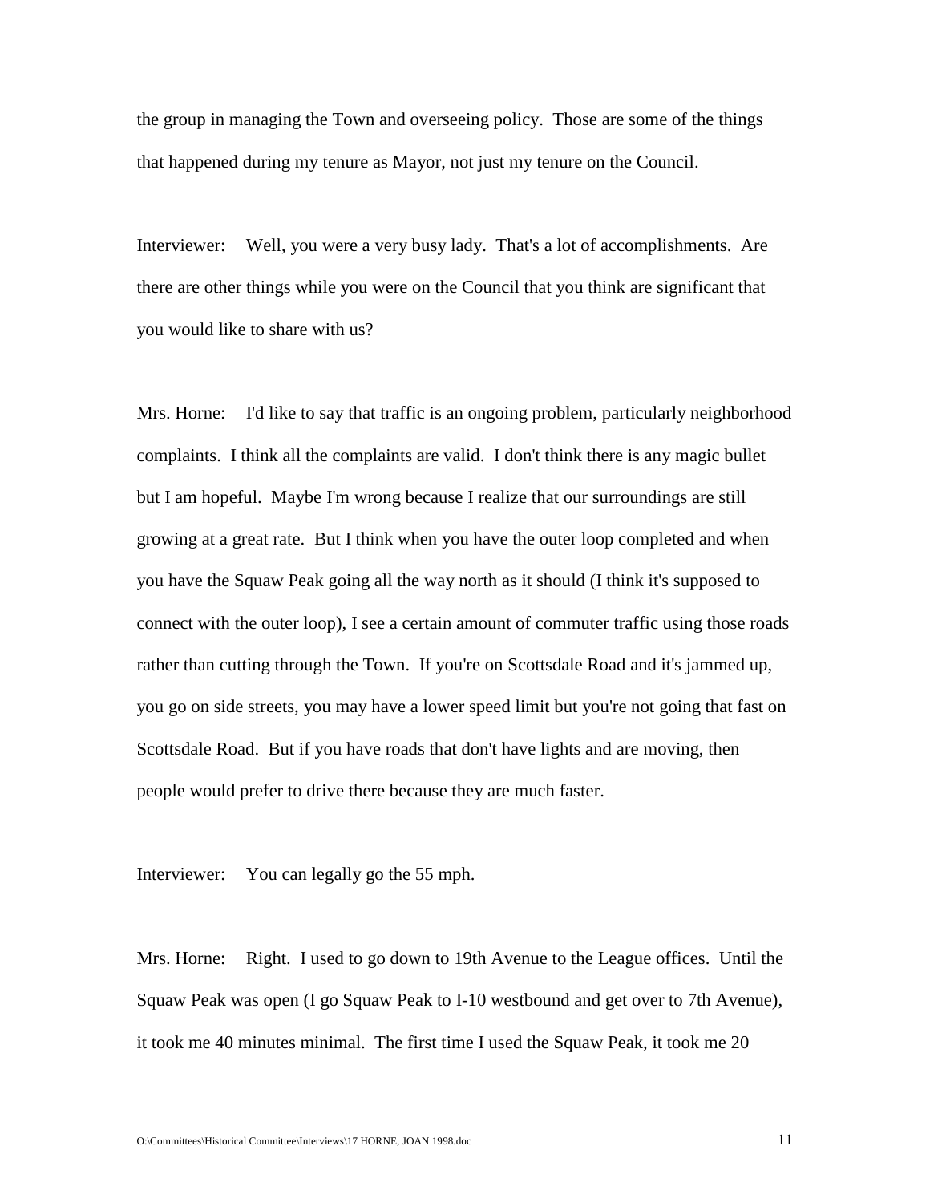the group in managing the Town and overseeing policy. Those are some of the things that happened during my tenure as Mayor, not just my tenure on the Council.

Interviewer: Well, you were a very busy lady. That's a lot of accomplishments. Are there are other things while you were on the Council that you think are significant that you would like to share with us?

Mrs. Horne: I'd like to say that traffic is an ongoing problem, particularly neighborhood complaints. I think all the complaints are valid. I don't think there is any magic bullet but I am hopeful. Maybe I'm wrong because I realize that our surroundings are still growing at a great rate. But I think when you have the outer loop completed and when you have the Squaw Peak going all the way north as it should (I think it's supposed to connect with the outer loop), I see a certain amount of commuter traffic using those roads rather than cutting through the Town. If you're on Scottsdale Road and it's jammed up, you go on side streets, you may have a lower speed limit but you're not going that fast on Scottsdale Road. But if you have roads that don't have lights and are moving, then people would prefer to drive there because they are much faster.

Interviewer: You can legally go the 55 mph.

Mrs. Horne: Right. I used to go down to 19th Avenue to the League offices. Until the Squaw Peak was open (I go Squaw Peak to I-10 westbound and get over to 7th Avenue), it took me 40 minutes minimal. The first time I used the Squaw Peak, it took me 20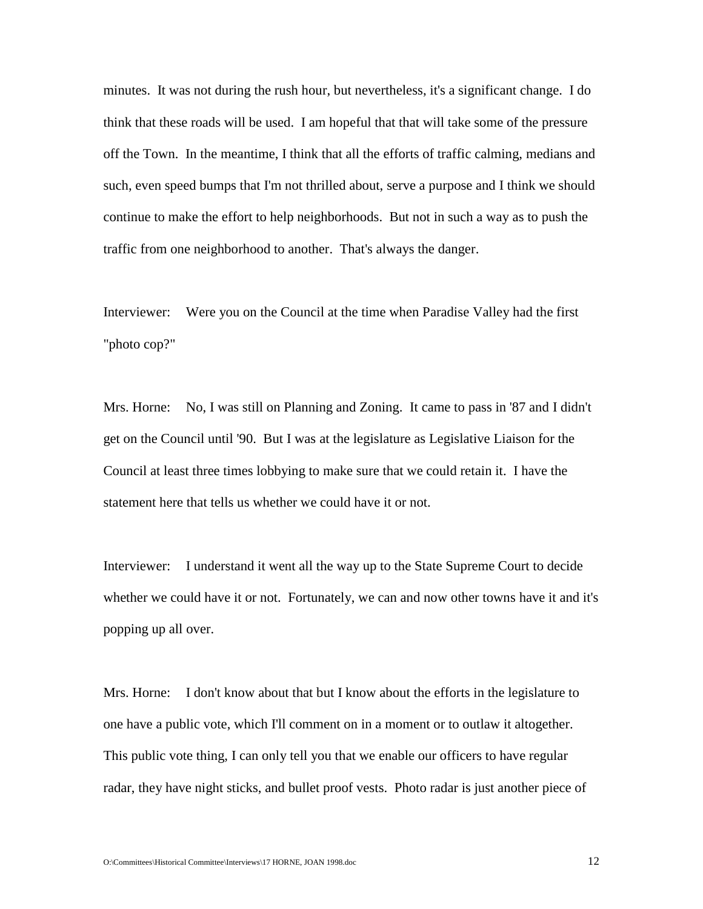minutes. It was not during the rush hour, but nevertheless, it's a significant change. I do think that these roads will be used. I am hopeful that that will take some of the pressure off the Town. In the meantime, I think that all the efforts of traffic calming, medians and such, even speed bumps that I'm not thrilled about, serve a purpose and I think we should continue to make the effort to help neighborhoods. But not in such a way as to push the traffic from one neighborhood to another. That's always the danger.

Interviewer: Were you on the Council at the time when Paradise Valley had the first "photo cop?"

Mrs. Horne: No, I was still on Planning and Zoning. It came to pass in '87 and I didn't get on the Council until '90. But I was at the legislature as Legislative Liaison for the Council at least three times lobbying to make sure that we could retain it. I have the statement here that tells us whether we could have it or not.

Interviewer: I understand it went all the way up to the State Supreme Court to decide whether we could have it or not. Fortunately, we can and now other towns have it and it's popping up all over.

Mrs. Horne: I don't know about that but I know about the efforts in the legislature to one have a public vote, which I'll comment on in a moment or to outlaw it altogether. This public vote thing, I can only tell you that we enable our officers to have regular radar, they have night sticks, and bullet proof vests. Photo radar is just another piece of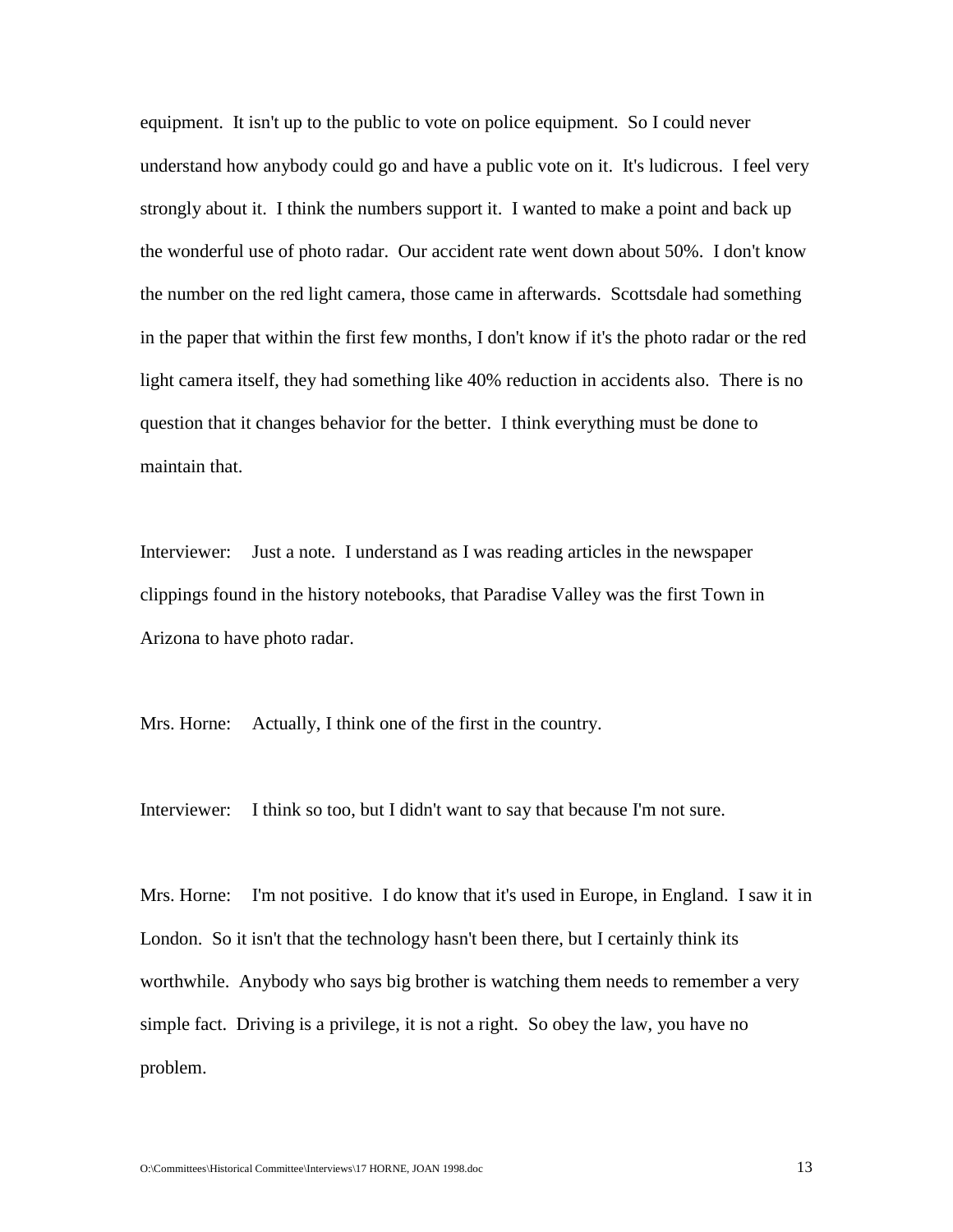equipment. It isn't up to the public to vote on police equipment. So I could never understand how anybody could go and have a public vote on it. It's ludicrous. I feel very strongly about it. I think the numbers support it. I wanted to make a point and back up the wonderful use of photo radar. Our accident rate went down about 50%. I don't know the number on the red light camera, those came in afterwards. Scottsdale had something in the paper that within the first few months, I don't know if it's the photo radar or the red light camera itself, they had something like 40% reduction in accidents also. There is no question that it changes behavior for the better. I think everything must be done to maintain that.

Interviewer: Just a note. I understand as I was reading articles in the newspaper clippings found in the history notebooks, that Paradise Valley was the first Town in Arizona to have photo radar.

Mrs. Horne: Actually, I think one of the first in the country.

Interviewer: I think so too, but I didn't want to say that because I'm not sure.

Mrs. Horne: I'm not positive. I do know that it's used in Europe, in England. I saw it in London. So it isn't that the technology hasn't been there, but I certainly think its worthwhile. Anybody who says big brother is watching them needs to remember a very simple fact. Driving is a privilege, it is not a right. So obey the law, you have no problem.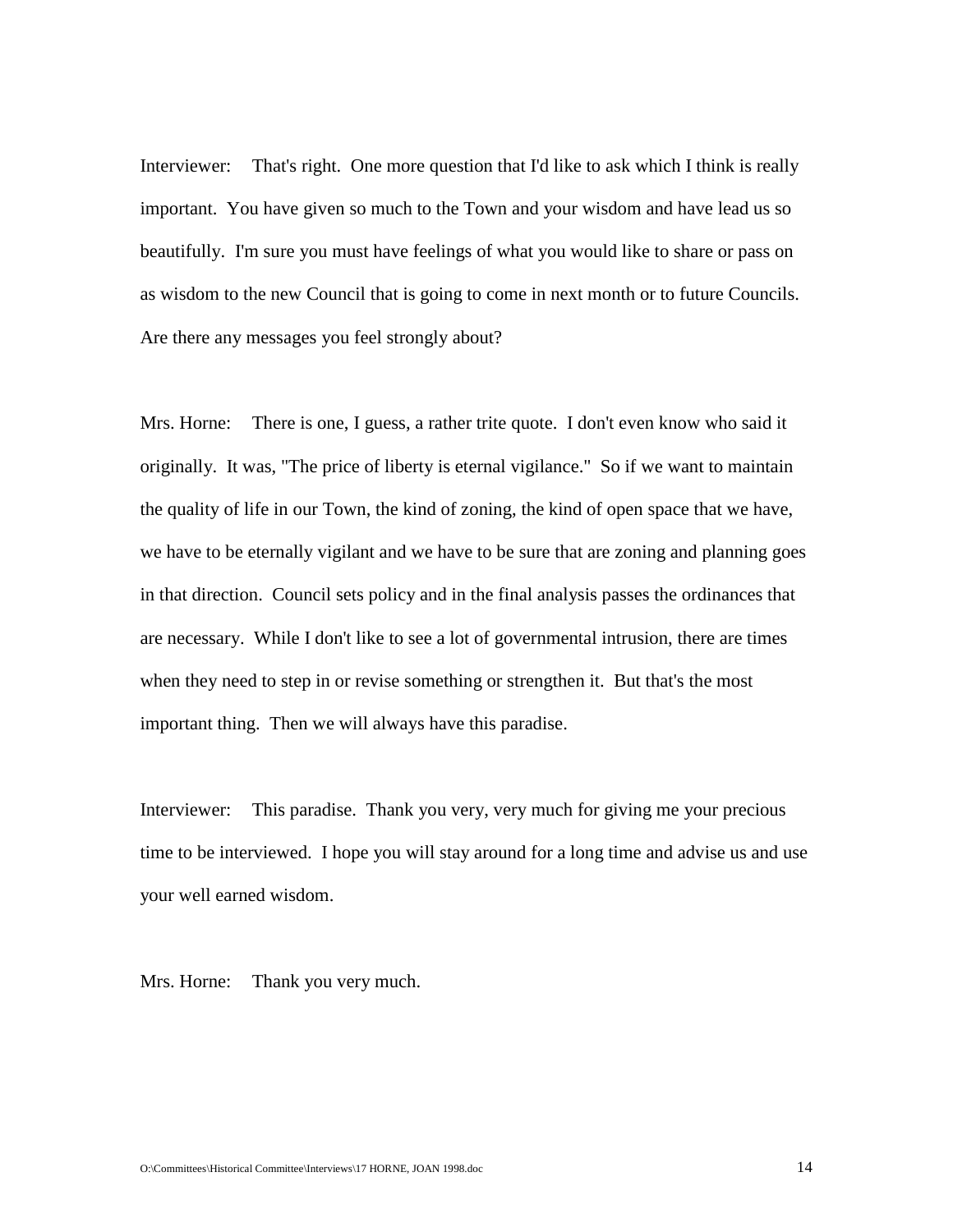Interviewer: That's right. One more question that I'd like to ask which I think is really important. You have given so much to the Town and your wisdom and have lead us so beautifully. I'm sure you must have feelings of what you would like to share or pass on as wisdom to the new Council that is going to come in next month or to future Councils. Are there any messages you feel strongly about?

Mrs. Horne: There is one, I guess, a rather trite quote. I don't even know who said it originally. It was, "The price of liberty is eternal vigilance." So if we want to maintain the quality of life in our Town, the kind of zoning, the kind of open space that we have, we have to be eternally vigilant and we have to be sure that are zoning and planning goes in that direction. Council sets policy and in the final analysis passes the ordinances that are necessary. While I don't like to see a lot of governmental intrusion, there are times when they need to step in or revise something or strengthen it. But that's the most important thing. Then we will always have this paradise.

Interviewer: This paradise. Thank you very, very much for giving me your precious time to be interviewed. I hope you will stay around for a long time and advise us and use your well earned wisdom.

Mrs. Horne: Thank you very much.